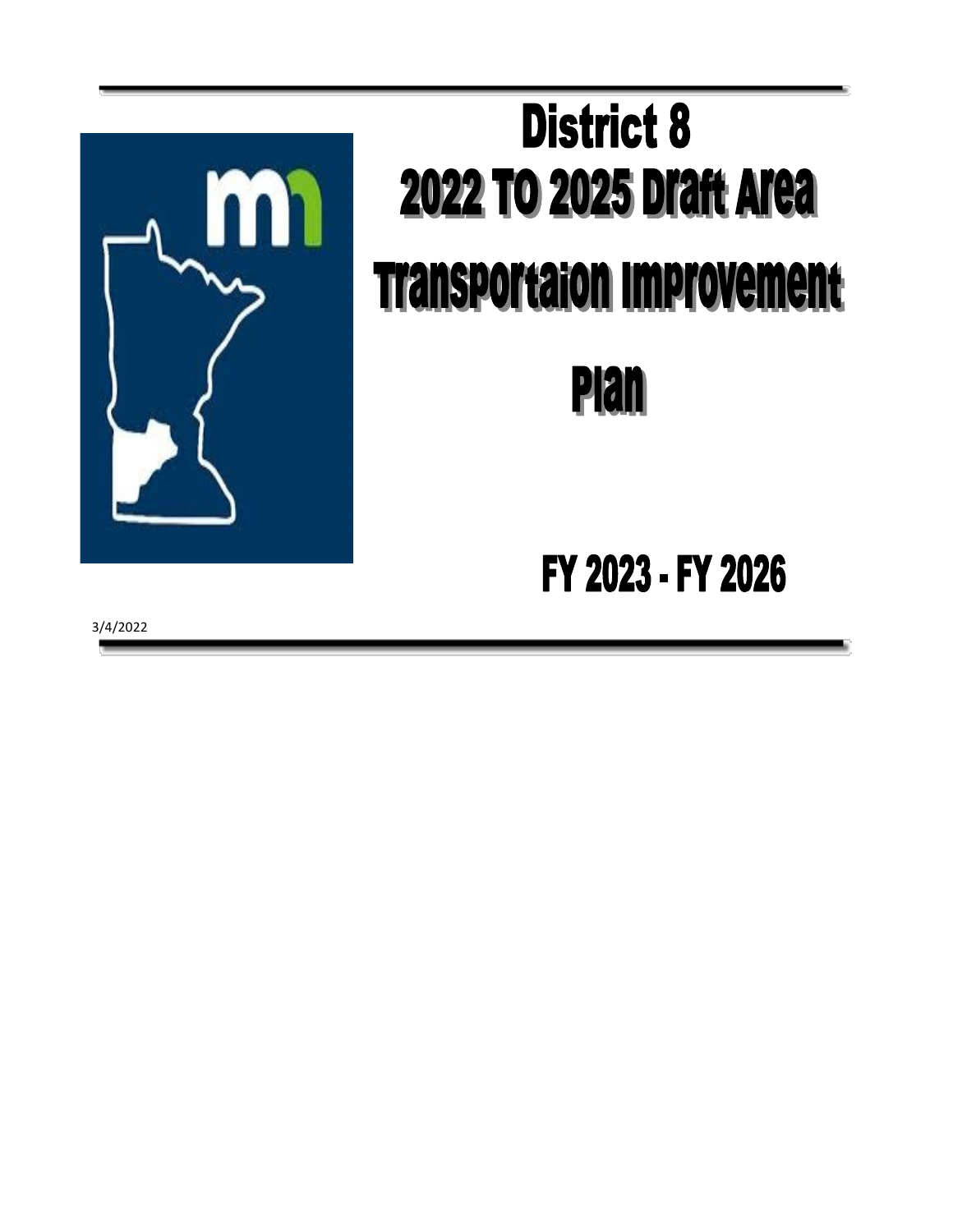# District 8

# 2022 TO 2025 Draft Area Transportaion Improvement Plan

## FY 2023 - FY 2026

3/4/2022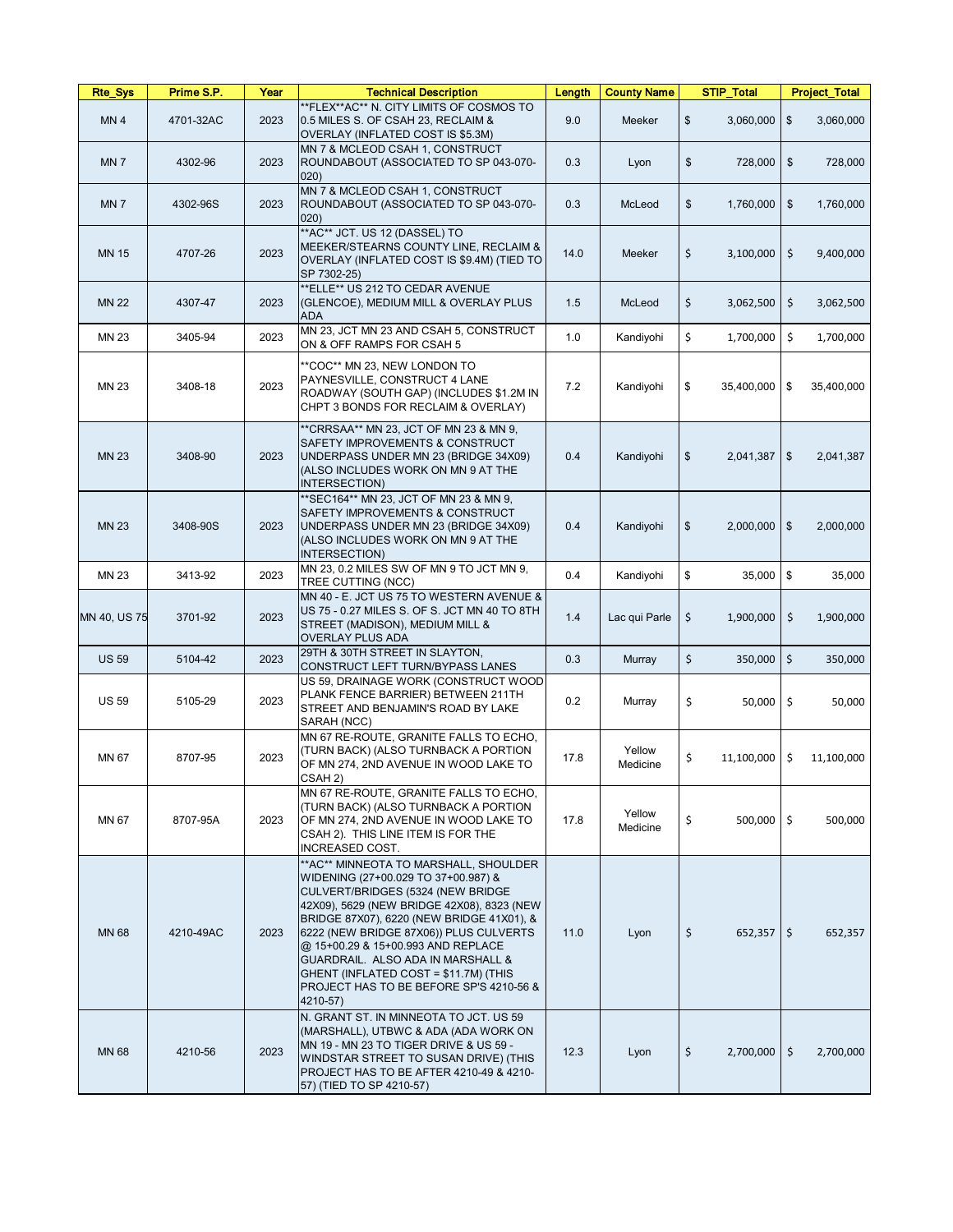| Rte_Sys | Prime S.P. | Year | Technical Description | Length | County Name | STIP_Total | Project_Total |
|---|---|---|---|---|---|---|---|
| MN 4 | 4701-32AC | 2023 | **FLEX**AC** N. CITY LIMITS OF COSMOS TO 0.5 MILES S. OF CSAH 23, RECLAIM & OVERLAY (INFLATED COST IS $5.3M) | 9.0 | Meeker | $ 3,060,000 | $ 3,060,000 |
| MN 7 | 4302-96 | 2023 | MN 7 & MCLEOD CSAH 1, CONSTRUCT ROUNDABOUT (ASSOCIATED TO SP 043-070-020) | 0.3 | Lyon | $ 728,000 | $ 728,000 |
| MN 7 | 4302-96S | 2023 | MN 7 & MCLEOD CSAH 1, CONSTRUCT ROUNDABOUT (ASSOCIATED TO SP 043-070-020) | 0.3 | McLeod | $ 1,760,000 | $ 1,760,000 |
| MN 15 | 4707-26 | 2023 | **AC** JCT. US 12 (DASSEL) TO MEEKER/STEARNS COUNTY LINE, RECLAIM & OVERLAY (INFLATED COST IS $9.4M) (TIED TO SP 7302-25) | 14.0 | Meeker | $ 3,100,000 | $ 9,400,000 |
| MN 22 | 4307-47 | 2023 | **ELLE** US 212 TO CEDAR AVENUE (GLENCOE), MEDIUM MILL & OVERLAY PLUS ADA | 1.5 | McLeod | $ 3,062,500 | $ 3,062,500 |
| MN 23 | 3405-94 | 2023 | MN 23, JCT MN 23 AND CSAH 5, CONSTRUCT ON & OFF RAMPS FOR CSAH 5 | 1.0 | Kandiyohi | $ 1,700,000 | $ 1,700,000 |
| MN 23 | 3408-18 | 2023 | **COC** MN 23, NEW LONDON TO PAYNESVILLE, CONSTRUCT 4 LANE ROADWAY (SOUTH GAP) (INCLUDES $1.2M IN CHPT 3 BONDS FOR RECLAIM & OVERLAY) | 7.2 | Kandiyohi | $ 35,400,000 | $ 35,400,000 |
| MN 23 | 3408-90 | 2023 | **CRRSAA** MN 23, JCT OF MN 23 & MN 9, SAFETY IMPROVEMENTS & CONSTRUCT UNDERPASS UNDER MN 23 (BRIDGE 34X09) (ALSO INCLUDES WORK ON MN 9 AT THE INTERSECTION) | 0.4 | Kandiyohi | $ 2,041,387 | $ 2,041,387 |
| MN 23 | 3408-90S | 2023 | **SEC164** MN 23, JCT OF MN 23 & MN 9, SAFETY IMPROVEMENTS & CONSTRUCT UNDERPASS UNDER MN 23 (BRIDGE 34X09) (ALSO INCLUDES WORK ON MN 9 AT THE INTERSECTION) | 0.4 | Kandiyohi | $ 2,000,000 | $ 2,000,000 |
| MN 23 | 3413-92 | 2023 | MN 23, 0.2 MILES SW OF MN 9 TO JCT MN 9, TREE CUTTING (NCC) | 0.4 | Kandiyohi | $ 35,000 | $ 35,000 |
| MN 40, US 75 | 3701-92 | 2023 | MN 40 - E. JCT US 75 TO WESTERN AVENUE & US 75 - 0.27 MILES S. OF S. JCT MN 40 TO 8TH STREET (MADISON), MEDIUM MILL & OVERLAY PLUS ADA | 1.4 | Lac qui Parle | $ 1,900,000 | $ 1,900,000 |
| US 59 | 5104-42 | 2023 | 29TH & 30TH STREET IN SLAYTON, CONSTRUCT LEFT TURN/BYPASS LANES | 0.3 | Murray | $ 350,000 | $ 350,000 |
| US 59 | 5105-29 | 2023 | US 59, DRAINAGE WORK (CONSTRUCT WOOD PLANK FENCE BARRIER) BETWEEN 211TH STREET AND BENJAMIN'S ROAD BY LAKE SARAH (NCC) | 0.2 | Murray | $ 50,000 | $ 50,000 |
| MN 67 | 8707-95 | 2023 | MN 67 RE-ROUTE, GRANITE FALLS TO ECHO, (TURN BACK) (ALSO TURNBACK A PORTION OF MN 274, 2ND AVENUE IN WOOD LAKE TO CSAH 2) | 17.8 | Yellow Medicine | $ 11,100,000 | $ 11,100,000 |
| MN 67 | 8707-95A | 2023 | MN 67 RE-ROUTE, GRANITE FALLS TO ECHO, (TURN BACK) (ALSO TURNBACK A PORTION OF MN 274, 2ND AVENUE IN WOOD LAKE TO CSAH 2). THIS LINE ITEM IS FOR THE INCREASED COST. | 17.8 | Yellow Medicine | $ 500,000 | $ 500,000 |
| MN 68 | 4210-49AC | 2023 | **AC** MINNEOTA TO MARSHALL, SHOULDER WIDENING (27+00.029 TO 37+00.987) & CULVERT/BRIDGES (5324 (NEW BRIDGE 42X09), 5629 (NEW BRIDGE 42X08), 8323 (NEW BRIDGE 87X07), 6220 (NEW BRIDGE 41X01), & 6222 (NEW BRIDGE 87X06)) PLUS CULVERTS @ 15+00.29 & 15+00.993 AND REPLACE GUARDRAIL. ALSO ADA IN MARSHALL & GHENT (INFLATED COST = $11.7M) (THIS PROJECT HAS TO BE BEFORE SP'S 4210-56 & 4210-57) | 11.0 | Lyon | $ 652,357 | $ 652,357 |
| MN 68 | 4210-56 | 2023 | N. GRANT ST. IN MINNEOTA TO JCT. US 59 (MARSHALL), UTBWC & ADA (ADA WORK ON MN 19 - MN 23 TO TIGER DRIVE & US 59 - WINDSTAR STREET TO SUSAN DRIVE) (THIS PROJECT HAS TO BE AFTER 4210-49 & 4210-57) (TIED TO SP 4210-57) | 12.3 | Lyon | $ 2,700,000 | $ 2,700,000 |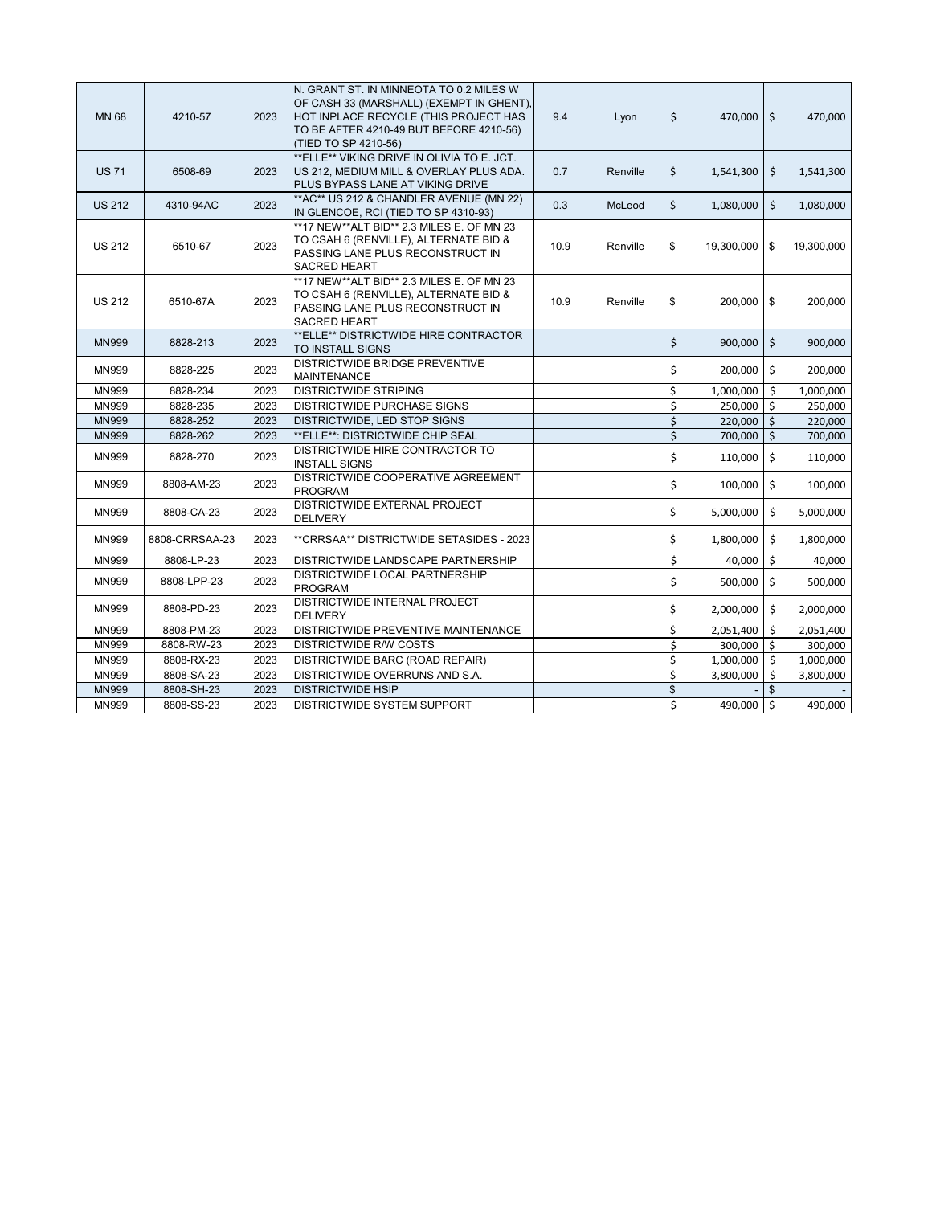| | | | | | | | |
|---|---|---|---|---|---|---|---|
| MN 68 | 4210-57 | 2023 | N. GRANT ST. IN MINNEOTA TO 0.2 MILES W OF CASH 33 (MARSHALL) (EXEMPT IN GHENT), HOT INPLACE RECYCLE (THIS PROJECT HAS TO BE AFTER 4210-49 BUT BEFORE 4210-56) (TIED TO SP 4210-56) | 9.4 | Lyon | $ 470,000 | $ 470,000 |
| US 71 | 6508-69 | 2023 | **ELLE** VIKING DRIVE IN OLIVIA TO E. JCT. US 212, MEDIUM MILL & OVERLAY PLUS ADA. PLUS BYPASS LANE AT VIKING DRIVE | 0.7 | Renville | $ 1,541,300 | $ 1,541,300 |
| US 212 | 4310-94AC | 2023 | **AC** US 212 & CHANDLER AVENUE (MN 22) IN GLENCOE, RCI (TIED TO SP 4310-93) | 0.3 | McLeod | $ 1,080,000 | $ 1,080,000 |
| US 212 | 6510-67 | 2023 | **17 NEW**ALT BID** 2.3 MILES E. OF MN 23 TO CSAH 6 (RENVILLE), ALTERNATE BID & PASSING LANE PLUS RECONSTRUCT IN SACRED HEART | 10.9 | Renville | $ 19,300,000 | $ 19,300,000 |
| US 212 | 6510-67A | 2023 | **17 NEW**ALT BID** 2.3 MILES E. OF MN 23 TO CSAH 6 (RENVILLE), ALTERNATE BID & PASSING LANE PLUS RECONSTRUCT IN SACRED HEART | 10.9 | Renville | $ 200,000 | $ 200,000 |
| MN999 | 8828-213 | 2023 | **ELLE** DISTRICTWIDE HIRE CONTRACTOR TO INSTALL SIGNS | | | $ 900,000 | $ 900,000 |
| MN999 | 8828-225 | 2023 | DISTRICTWIDE BRIDGE PREVENTIVE MAINTENANCE | | | $ 200,000 | $ 200,000 |
| MN999 | 8828-234 | 2023 | DISTRICTWIDE STRIPING | | | $ 1,000,000 | $ 1,000,000 |
| MN999 | 8828-235 | 2023 | DISTRICTWIDE PURCHASE SIGNS | | | $ 250,000 | $ 250,000 |
| MN999 | 8828-252 | 2023 | DISTRICTWIDE, LED STOP SIGNS | | | $ 220,000 | $ 220,000 |
| MN999 | 8828-262 | 2023 | **ELLE**: DISTRICTWIDE CHIP SEAL | | | $ 700,000 | $ 700,000 |
| MN999 | 8828-270 | 2023 | DISTRICTWIDE HIRE CONTRACTOR TO INSTALL SIGNS | | | $ 110,000 | $ 110,000 |
| MN999 | 8808-AM-23 | 2023 | DISTRICTWIDE COOPERATIVE AGREEMENT PROGRAM | | | $ 100,000 | $ 100,000 |
| MN999 | 8808-CA-23 | 2023 | DISTRICTWIDE EXTERNAL PROJECT DELIVERY | | | $ 5,000,000 | $ 5,000,000 |
| MN999 | 8808-CRRSAA-23 | 2023 | **CRRSAA** DISTRICTWIDE SETASIDES - 2023 | | | $ 1,800,000 | $ 1,800,000 |
| MN999 | 8808-LP-23 | 2023 | DISTRICTWIDE LANDSCAPE PARTNERSHIP | | | $ 40,000 | $ 40,000 |
| MN999 | 8808-LPP-23 | 2023 | DISTRICTWIDE LOCAL PARTNERSHIP PROGRAM | | | $ 500,000 | $ 500,000 |
| MN999 | 8808-PD-23 | 2023 | DISTRICTWIDE INTERNAL PROJECT DELIVERY | | | $ 2,000,000 | $ 2,000,000 |
| MN999 | 8808-PM-23 | 2023 | DISTRICTWIDE PREVENTIVE MAINTENANCE | | | $ 2,051,400 | $ 2,051,400 |
| MN999 | 8808-RW-23 | 2023 | DISTRICTWIDE R/W COSTS | | | $ 300,000 | $ 300,000 |
| MN999 | 8808-RX-23 | 2023 | DISTRICTWIDE BARC (ROAD REPAIR) | | | $ 1,000,000 | $ 1,000,000 |
| MN999 | 8808-SA-23 | 2023 | DISTRICTWIDE OVERRUNS AND S.A. | | | $ 3,800,000 | $ 3,800,000 |
| MN999 | 8808-SH-23 | 2023 | DISTRICTWIDE HSIP | | | $ - | $ - |
| MN999 | 8808-SS-23 | 2023 | DISTRICTWIDE SYSTEM SUPPORT | | | $ 490,000 | $ 490,000 |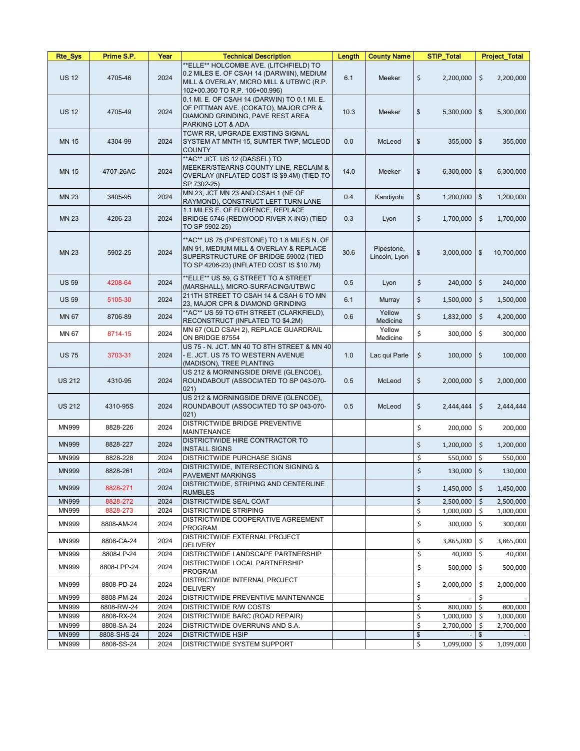| Rte_Sys | Prime S.P. | Year | Technical Description | Length | County Name | STIP_Total | Project_Total |
|---|---|---|---|---|---|---|---|
| US 12 | 4705-46 | 2024 | **ELLE** HOLCOMBE AVE. (LITCHFIELD) TO 0.2 MILES E. OF CSAH 14 (DARWIIN), MEDIUM MILL & OVERLAY, MICRO MILL & UTBWC (R.P. 102+00.360 TO R.P. 106+00.996) | 6.1 | Meeker | $ 2,200,000 | $ 2,200,000 |
| US 12 | 4705-49 | 2024 | 0.1 MI. E. OF CSAH 14 (DARWIN) TO 0.1 MI. E. OF PITTMAN AVE. (COKATO), MAJOR CPR & DIAMOND GRINDING, PAVE REST AREA PARKING LOT & ADA | 10.3 | Meeker | $ 5,300,000 | $ 5,300,000 |
| MN 15 | 4304-99 | 2024 | TCWR RR, UPGRADE EXISTING SIGNAL SYSTEM AT MNTH 15, SUMTER TWP, MCLEOD COUNTY | 0.0 | McLeod | $ 355,000 | $ 355,000 |
| MN 15 | 4707-26AC | 2024 | **AC** JCT. US 12 (DASSEL) TO MEEKER/STEARNS COUNTY LINE, RECLAIM & OVERLAY (INFLATED COST IS $9.4M) (TIED TO SP 7302-25) | 14.0 | Meeker | $ 6,300,000 | $ 6,300,000 |
| MN 23 | 3405-95 | 2024 | MN 23, JCT MN 23 AND CSAH 1 (NE OF RAYMOND), CONSTRUCT LEFT TURN LANE | 0.4 | Kandiyohi | $ 1,200,000 | $ 1,200,000 |
| MN 23 | 4206-23 | 2024 | 1.1 MILES E. OF FLORENCE, REPLACE BRIDGE 5746 (REDWOOD RIVER X-ING) (TIED TO SP 5902-25) | 0.3 | Lyon | $ 1,700,000 | $ 1,700,000 |
| MN 23 | 5902-25 | 2024 | **AC** US 75 (PIPESTONE) TO 1.8 MILES N. OF MN 91, MEDIUM MILL & OVERLAY & REPLACE SUPERSTRUCTURE OF BRIDGE 59002 (TIED TO SP 4206-23) (INFLATED COST IS $10.7M) | 30.6 | Pipestone, Lincoln, Lyon | $ 3,000,000 | $ 10,700,000 |
| US 59 | 4208-64 | 2024 | **ELLE** US 59, G STREET TO A STREET (MARSHALL), MICRO-SURFACING/UTBWC | 0.5 | Lyon | $ 240,000 | $ 240,000 |
| US 59 | 5105-30 | 2024 | 211TH STREET TO CSAH 14 & CSAH 6 TO MN 23, MAJOR CPR & DIAMOND GRINDING | 6.1 | Murray | $ 1,500,000 | $ 1,500,000 |
| MN 67 | 8706-89 | 2024 | **AC** US 59 TO 6TH STREET (CLARKFIELD), RECONSTRUCT (INFLATED TO $4.2M) | 0.6 | Yellow Medicine | $ 1,832,000 | $ 4,200,000 |
| MN 67 | 8714-15 | 2024 | MN 67 (OLD CSAH 2), REPLACE GUARDRAIL ON BRIDGE 87554 | | Yellow Medicine | $ 300,000 | $ 300,000 |
| US 75 | 3703-31 | 2024 | US 75 - N. JCT. MN 40 TO 8TH STREET & MN 40 - E. JCT. US 75 TO WESTERN AVENUE (MADISON), TREE PLANTING | 1.0 | Lac qui Parle | $ 100,000 | $ 100,000 |
| US 212 | 4310-95 | 2024 | US 212 & MORNINGSIDE DRIVE (GLENCOE), ROUNDABOUT (ASSOCIATED TO SP 043-070-021) | 0.5 | McLeod | $ 2,000,000 | $ 2,000,000 |
| US 212 | 4310-95S | 2024 | US 212 & MORNINGSIDE DRIVE (GLENCOE), ROUNDABOUT (ASSOCIATED TO SP 043-070-021) | 0.5 | McLeod | $ 2,444,444 | $ 2,444,444 |
| MN999 | 8828-226 | 2024 | DISTRICTWIDE BRIDGE PREVENTIVE MAINTENANCE | | | $ 200,000 | $ 200,000 |
| MN999 | 8828-227 | 2024 | DISTRICTWIDE HIRE CONTRACTOR TO INSTALL SIGNS | | | $ 1,200,000 | $ 1,200,000 |
| MN999 | 8828-228 | 2024 | DISTRICTWIDE PURCHASE SIGNS | | | $ 550,000 | $ 550,000 |
| MN999 | 8828-261 | 2024 | DISTRICTWIDE, INTERSECTION SIGNING & PAVEMENT MARKINGS | | | $ 130,000 | $ 130,000 |
| MN999 | 8828-271 | 2024 | DISTRICTWIDE, STRIPING AND CENTERLINE RUMBLES | | | $ 1,450,000 | $ 1,450,000 |
| MN999 | 8828-272 | 2024 | DISTRICTWIDE SEAL COAT | | | $ 2,500,000 | $ 2,500,000 |
| MN999 | 8828-273 | 2024 | DISTRICTWIDE STRIPING | | | $ 1,000,000 | $ 1,000,000 |
| MN999 | 8808-AM-24 | 2024 | DISTRICTWIDE COOPERATIVE AGREEMENT PROGRAM | | | $ 300,000 | $ 300,000 |
| MN999 | 8808-CA-24 | 2024 | DISTRICTWIDE EXTERNAL PROJECT DELIVERY | | | $ 3,865,000 | $ 3,865,000 |
| MN999 | 8808-LP-24 | 2024 | DISTRICTWIDE LANDSCAPE PARTNERSHIP | | | $ 40,000 | $ 40,000 |
| MN999 | 8808-LPP-24 | 2024 | DISTRICTWIDE LOCAL PARTNERSHIP PROGRAM | | | $ 500,000 | $ 500,000 |
| MN999 | 8808-PD-24 | 2024 | DISTRICTWIDE INTERNAL PROJECT DELIVERY | | | $ 2,000,000 | $ 2,000,000 |
| MN999 | 8808-PM-24 | 2024 | DISTRICTWIDE PREVENTIVE MAINTENANCE | | | $ - | $ - |
| MN999 | 8808-RW-24 | 2024 | DISTRICTWIDE R/W COSTS | | | $ 800,000 | $ 800,000 |
| MN999 | 8808-RX-24 | 2024 | DISTRICTWIDE BARC (ROAD REPAIR) | | | $ 1,000,000 | $ 1,000,000 |
| MN999 | 8808-SA-24 | 2024 | DISTRICTWIDE OVERRUNS AND S.A. | | | $ 2,700,000 | $ 2,700,000 |
| MN999 | 8808-SHS-24 | 2024 | DISTRICTWIDE HSIP | | | $ - | $ - |
| MN999 | 8808-SS-24 | 2024 | DISTRICTWIDE SYSTEM SUPPORT | | | $ 1,099,000 | $ 1,099,000 |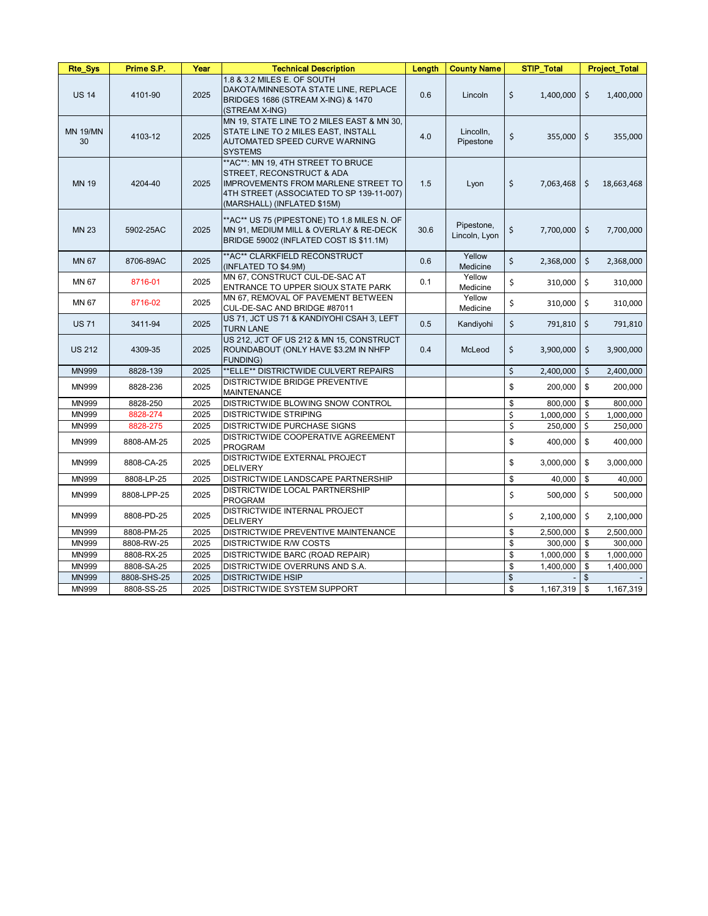| Rte_Sys | Prime S.P. | Year | Technical Description | Length | County Name | STIP_Total | Project_Total |
|---|---|---|---|---|---|---|---|
| US 14 | 4101-90 | 2025 | 1.8 & 3.2 MILES E. OF SOUTH DAKOTA/MINNESOTA STATE LINE, REPLACE BRIDGES 1686 (STREAM X-ING) & 1470 (STREAM X-ING) | 0.6 | Lincoln | $ 1,400,000 | $ 1,400,000 |
| MN 19/MN 30 | 4103-12 | 2025 | MN 19, STATE LINE TO 2 MILES EAST & MN 30, STATE LINE TO 2 MILES EAST, INSTALL AUTOMATED SPEED CURVE WARNING SYSTEMS | 4.0 | Lincolln, Pipestone | $ 355,000 | $ 355,000 |
| MN 19 | 4204-40 | 2025 | **AC**: MN 19, 4TH STREET TO BRUCE STREET, RECONSTRUCT & ADA IMPROVEMENTS FROM MARLENE STREET TO 4TH STREET (ASSOCIATED TO SP 139-11-007) (MARSHALL) (INFLATED $15M) | 1.5 | Lyon | $ 7,063,468 | $ 18,663,468 |
| MN 23 | 5902-25AC | 2025 | **AC** US 75 (PIPESTONE) TO 1.8 MILES N. OF MN 91, MEDIUM MILL & OVERLAY & RE-DECK BRIDGE 59002 (INFLATED COST IS $11.1M) | 30.6 | Pipestone, Lincoln, Lyon | $ 7,700,000 | $ 7,700,000 |
| MN 67 | 8706-89AC | 2025 | **AC** CLARKFIELD RECONSTRUCT (INFLATED TO $4.9M) | 0.6 | Yellow Medicine | $ 2,368,000 | $ 2,368,000 |
| MN 67 | 8716-01 | 2025 | MN 67, CONSTRUCT CUL-DE-SAC AT ENTRANCE TO UPPER SIOUX STATE PARK | 0.1 | Yellow Medicine | $ 310,000 | $ 310,000 |
| MN 67 | 8716-02 | 2025 | MN 67, REMOVAL OF PAVEMENT BETWEEN CUL-DE-SAC AND BRIDGE #87011 | | Yellow Medicine | $ 310,000 | $ 310,000 |
| US 71 | 3411-94 | 2025 | US 71, JCT US 71 & KANDIYOHI CSAH 3, LEFT TURN LANE | 0.5 | Kandiyohi | $ 791,810 | $ 791,810 |
| US 212 | 4309-35 | 2025 | US 212, JCT OF US 212 & MN 15, CONSTRUCT ROUNDABOUT (ONLY HAVE $3.2M IN NHFP FUNDING) | 0.4 | McLeod | $ 3,900,000 | $ 3,900,000 |
| MN999 | 8828-139 | 2025 | **ELLE** DISTRICTWIDE CULVERT REPAIRS | | | $ 2,400,000 | $ 2,400,000 |
| MN999 | 8828-236 | 2025 | DISTRICTWIDE BRIDGE PREVENTIVE MAINTENANCE | | | $ 200,000 | $ 200,000 |
| MN999 | 8828-250 | 2025 | DISTRICTWIDE BLOWING SNOW CONTROL | | | $ 800,000 | $ 800,000 |
| MN999 | 8828-274 | 2025 | DISTRICTWIDE STRIPING | | | $ 1,000,000 | $ 1,000,000 |
| MN999 | 8828-275 | 2025 | DISTRICTWIDE PURCHASE SIGNS | | | $ 250,000 | $ 250,000 |
| MN999 | 8808-AM-25 | 2025 | DISTRICTWIDE COOPERATIVE AGREEMENT PROGRAM | | | $ 400,000 | $ 400,000 |
| MN999 | 8808-CA-25 | 2025 | DISTRICTWIDE EXTERNAL PROJECT DELIVERY | | | $ 3,000,000 | $ 3,000,000 |
| MN999 | 8808-LP-25 | 2025 | DISTRICTWIDE LANDSCAPE PARTNERSHIP | | | $ 40,000 | $ 40,000 |
| MN999 | 8808-LPP-25 | 2025 | DISTRICTWIDE LOCAL PARTNERSHIP PROGRAM | | | $ 500,000 | $ 500,000 |
| MN999 | 8808-PD-25 | 2025 | DISTRICTWIDE INTERNAL PROJECT DELIVERY | | | $ 2,100,000 | $ 2,100,000 |
| MN999 | 8808-PM-25 | 2025 | DISTRICTWIDE PREVENTIVE MAINTENANCE | | | $ 2,500,000 | $ 2,500,000 |
| MN999 | 8808-RW-25 | 2025 | DISTRICTWIDE R/W COSTS | | | $ 300,000 | $ 300,000 |
| MN999 | 8808-RX-25 | 2025 | DISTRICTWIDE BARC (ROAD REPAIR) | | | $ 1,000,000 | $ 1,000,000 |
| MN999 | 8808-SA-25 | 2025 | DISTRICTWIDE OVERRUNS AND S.A. | | | $ 1,400,000 | $ 1,400,000 |
| MN999 | 8808-SHS-25 | 2025 | DISTRICTWIDE HSIP | | | $ - | $ - |
| MN999 | 8808-SS-25 | 2025 | DISTRICTWIDE SYSTEM SUPPORT | | | $ 1,167,319 | $ 1,167,319 |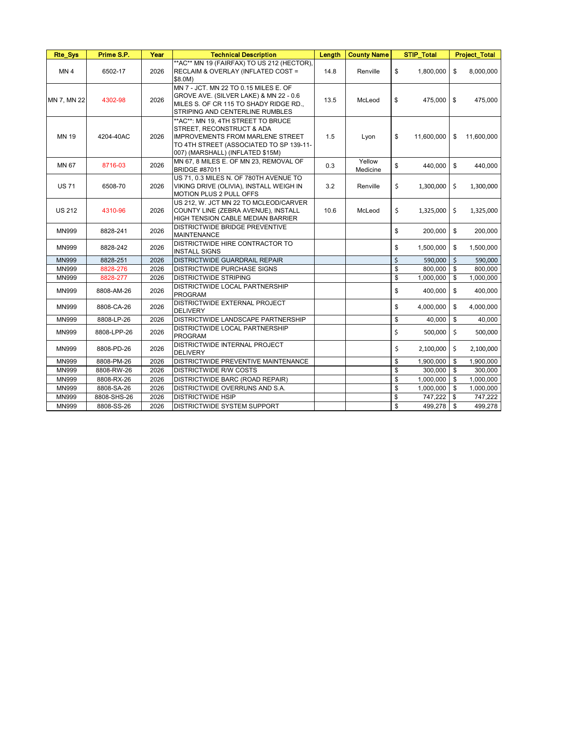| Rte_Sys | Prime S.P. | Year | Technical Description | Length | County Name | STIP_Total | Project_Total |
|---|---|---|---|---|---|---|---|
| MN 4 | 6502-17 | 2026 | **AC** MN 19 (FAIRFAX) TO US 212 (HECTOR), RECLAIM & OVERLAY (INFLATED COST = $8.0M) | 14.8 | Renville | $ 1,800,000 | $ 8,000,000 |
| MN 7, MN 22 | 4302-98 | 2026 | MN 7 - JCT. MN 22 TO 0.15 MILES E. OF GROVE AVE. (SILVER LAKE) & MN 22 - 0.6 MILES S. OF CR 115 TO SHADY RIDGE RD., STRIPING AND CENTERLINE RUMBLES | 13.5 | McLeod | $ 475,000 | $ 475,000 |
| MN 19 | 4204-40AC | 2026 | **AC**: MN 19, 4TH STREET TO BRUCE STREET, RECONSTRUCT & ADA IMPROVEMENTS FROM MARLENE STREET TO 4TH STREET (ASSOCIATED TO SP 139-11-007) (MARSHALL) (INFLATED $15M) | 1.5 | Lyon | $ 11,600,000 | $ 11,600,000 |
| MN 67 | 8716-03 | 2026 | MN 67, 8 MILES E. OF MN 23, REMOVAL OF BRIDGE #87011 | 0.3 | Yellow Medicine | $ 440,000 | $ 440,000 |
| US 71 | 6508-70 | 2026 | US 71, 0.3 MILES N. OF 780TH AVENUE TO VIKING DRIVE (OLIVIA), INSTALL WEIGH IN MOTION PLUS 2 PULL OFFS | 3.2 | Renville | $ 1,300,000 | $ 1,300,000 |
| US 212 | 4310-96 | 2026 | US 212, W. JCT MN 22 TO MCLEOD/CARVER COUNTY LINE (ZEBRA AVENUE), INSTALL HIGH TENSION CABLE MEDIAN BARRIER | 10.6 | McLeod | $ 1,325,000 | $ 1,325,000 |
| MN999 | 8828-241 | 2026 | DISTRICTWIDE BRIDGE PREVENTIVE MAINTENANCE | | | $ 200,000 | $ 200,000 |
| MN999 | 8828-242 | 2026 | DISTRICTWIDE HIRE CONTRACTOR TO INSTALL SIGNS | | | $ 1,500,000 | $ 1,500,000 |
| MN999 | 8828-251 | 2026 | DISTRICTWIDE GUARDRAIL REPAIR | | | $ 590,000 | $ 590,000 |
| MN999 | 8828-276 | 2026 | DISTRICTWIDE PURCHASE SIGNS | | | $ 800,000 | $ 800,000 |
| MN999 | 8828-277 | 2026 | DISTRICTWIDE STRIPING | | | $ 1,000,000 | $ 1,000,000 |
| MN999 | 8808-AM-26 | 2026 | DISTRICTWIDE LOCAL PARTNERSHIP PROGRAM | | | $ 400,000 | $ 400,000 |
| MN999 | 8808-CA-26 | 2026 | DISTRICTWIDE EXTERNAL PROJECT DELIVERY | | | $ 4,000,000 | $ 4,000,000 |
| MN999 | 8808-LP-26 | 2026 | DISTRICTWIDE LANDSCAPE PARTNERSHIP | | | $ 40,000 | $ 40,000 |
| MN999 | 8808-LPP-26 | 2026 | DISTRICTWIDE LOCAL PARTNERSHIP PROGRAM | | | $ 500,000 | $ 500,000 |
| MN999 | 8808-PD-26 | 2026 | DISTRICTWIDE INTERNAL PROJECT DELIVERY | | | $ 2,100,000 | $ 2,100,000 |
| MN999 | 8808-PM-26 | 2026 | DISTRICTWIDE PREVENTIVE MAINTENANCE | | | $ 1,900,000 | $ 1,900,000 |
| MN999 | 8808-RW-26 | 2026 | DISTRICTWIDE R/W COSTS | | | $ 300,000 | $ 300,000 |
| MN999 | 8808-RX-26 | 2026 | DISTRICTWIDE BARC (ROAD REPAIR) | | | $ 1,000,000 | $ 1,000,000 |
| MN999 | 8808-SA-26 | 2026 | DISTRICTWIDE OVERRUNS AND S.A. | | | $ 1,000,000 | $ 1,000,000 |
| MN999 | 8808-SHS-26 | 2026 | DISTRICTWIDE HSIP | | | $ 747,222 | $ 747,222 |
| MN999 | 8808-SS-26 | 2026 | DISTRICTWIDE SYSTEM SUPPORT | | | $ 499,278 | $ 499,278 |